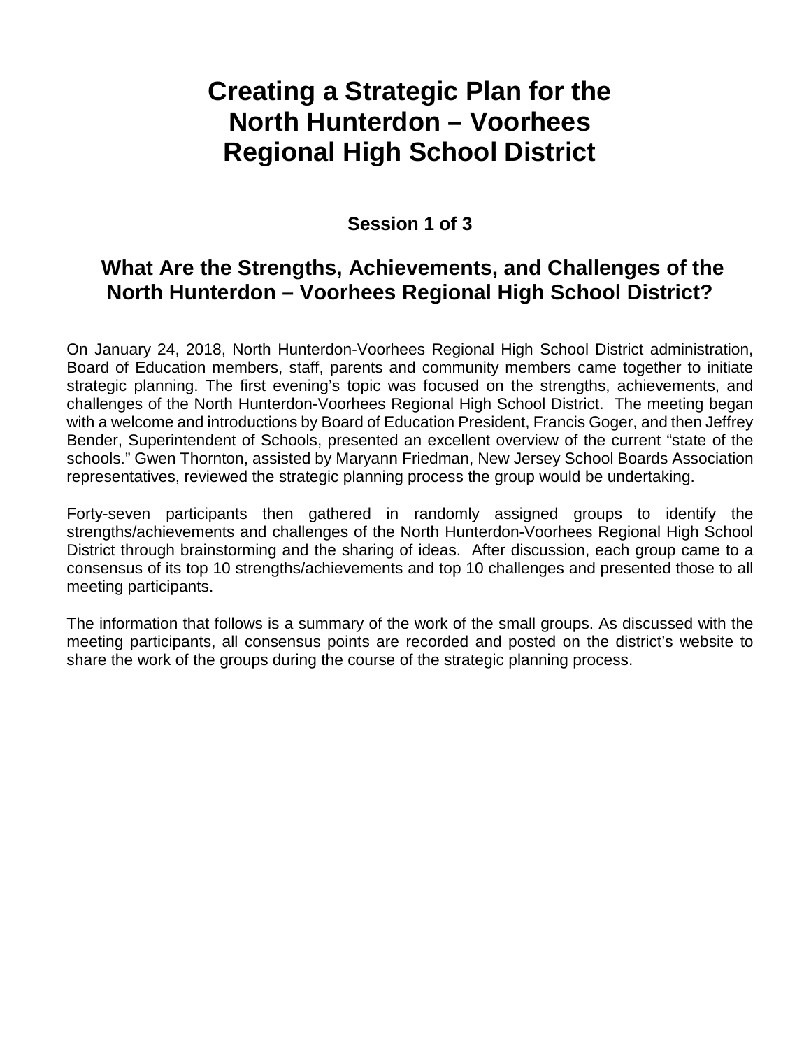# Creating a Strategic Plan for the North Hunterdon – Voorhees Regional High School District

### Session 1 of 3

## What Are the Strengths, Achievements, and Challenges of the North Hunterdon – Voorhees Regional High School District?

On January 24, 2018, North Hunterdon-Voorhees Regional High School District administration, Board of Education members, staff, parents and community members came together to initiate strategic planning. The first evening's topic was focused on the strengths, achievements, and challenges of the North Hunterdon-Voorhees Regional High School District. The meeting began with a welcome and introductions by Board of Education President, Francis Goger, and then Jeffrey Bender, Superintendent of Schools, presented an excellent overview of the current "state of the schools." Gwen Thornton, assisted by Maryann Friedman, New Jersey School Boards Association representatives, reviewed the strategic planning process the group would be undertaking.

Forty-seven participants then gathered in randomly assigned groups to identify the strengths/achievements and challenges of the North Hunterdon-Voorhees Regional High School District through brainstorming and the sharing of ideas. After discussion, each group came to a consensus of its top 10 strengths/achievements and top 10 challenges and presented those to all meeting participants.

The information that follows is a summary of the work of the small groups. As discussed with the meeting participants, all consensus points are recorded and posted on the district's website to share the work of the groups during the course of the strategic planning process.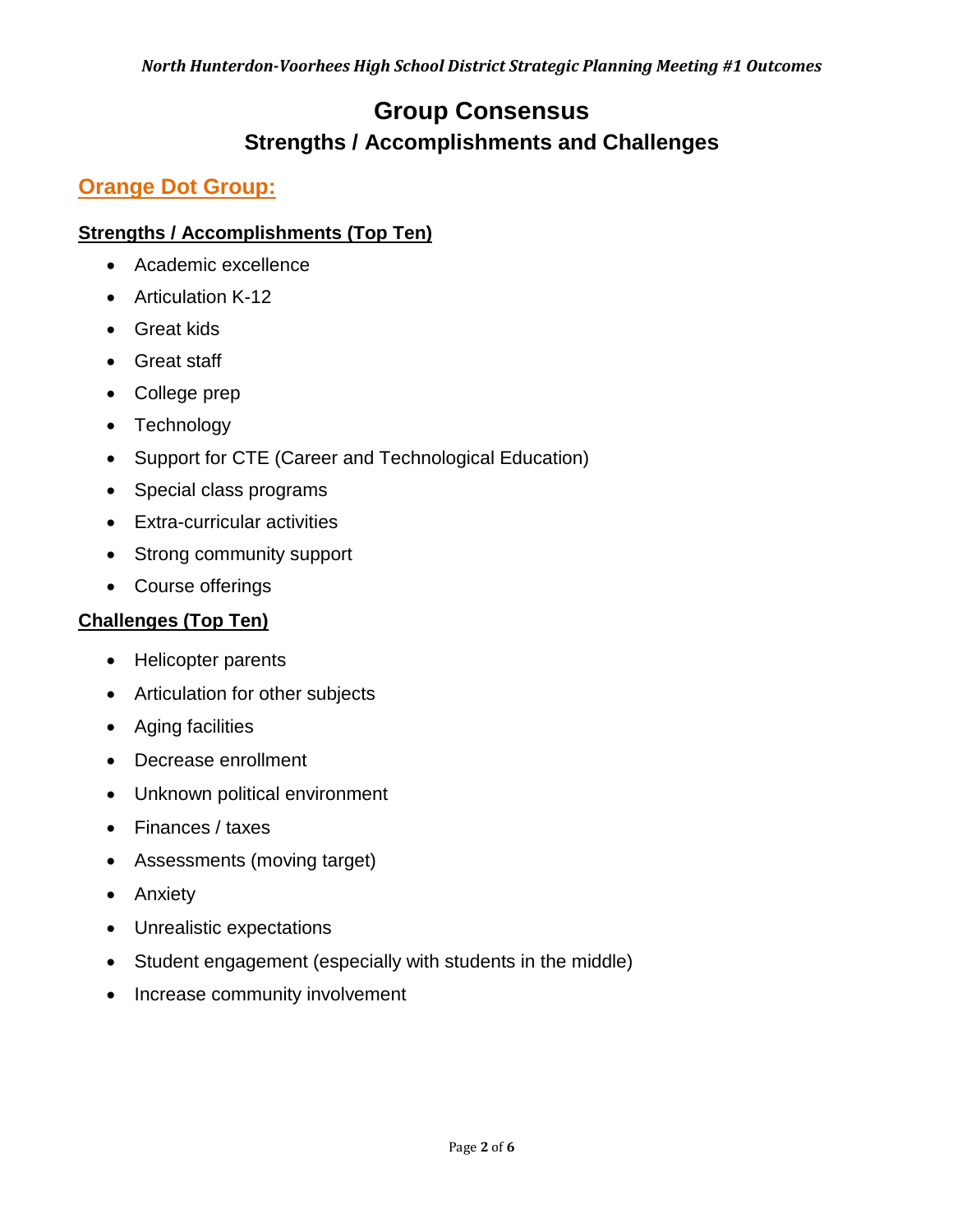# Group Consensus

## Strengths / Accomplishments and Challenges

## Orange Dot Group:

### Strengths / Accomplishments (Top Ten)

- Academic excellence
- Articulation K-12
- Great kids
- Great staff
- College prep
- Technology
- Support for CTE (Career and Technological Education)
- Special class programs
- Extra-curricular activities
- Strong community support
- Course offerings

### Challenges (Top Ten)

- Helicopter parents
- Articulation for other subjects
- Aging facilities
- Decrease enrollment
- Unknown political environment
- Finances / taxes
- Assessments (moving target)
- Anxiety
- Unrealistic expectations
- Student engagement (especially with students in the middle)
- Increase community involvement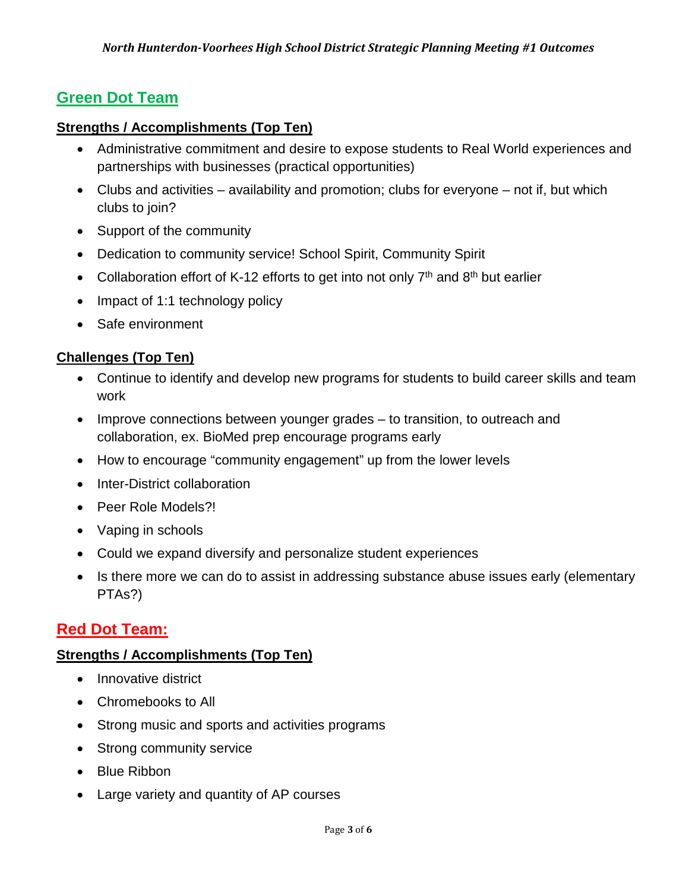## Green Dot Team

### Strengths / Accomplishments (Top Ten)

- Administrative commitment and desire to expose students to Real World experiences and partnerships with businesses (practical opportunities)
- Clubs and activities – availability and promotion; clubs for everyone – not if, but which clubs to join?
- Support of the community
- Dedication to community service! School Spirit, Community Spirit
- Collaboration effort of K-12 efforts to get into not only 7th and 8th but earlier
- Impact of 1:1 technology policy
- Safe environment

### Challenges (Top Ten)

- Continue to identify and develop new programs for students to build career skills and team work
- Improve connections between younger grades – to transition, to outreach and collaboration, ex. BioMed prep encourage programs early
- How to encourage "community engagement" up from the lower levels
- Inter-District collaboration
- Peer Role Models?!
- Vaping in schools
- Could we expand diversify and personalize student experiences
- Is there more we can do to assist in addressing substance abuse issues early (elementary PTAs?)

## Red Dot Team:

### Strengths / Accomplishments (Top Ten)

- Innovative district
- Chromebooks to All
- Strong music and sports and activities programs
- Strong community service
- Blue Ribbon
- Large variety and quantity of AP courses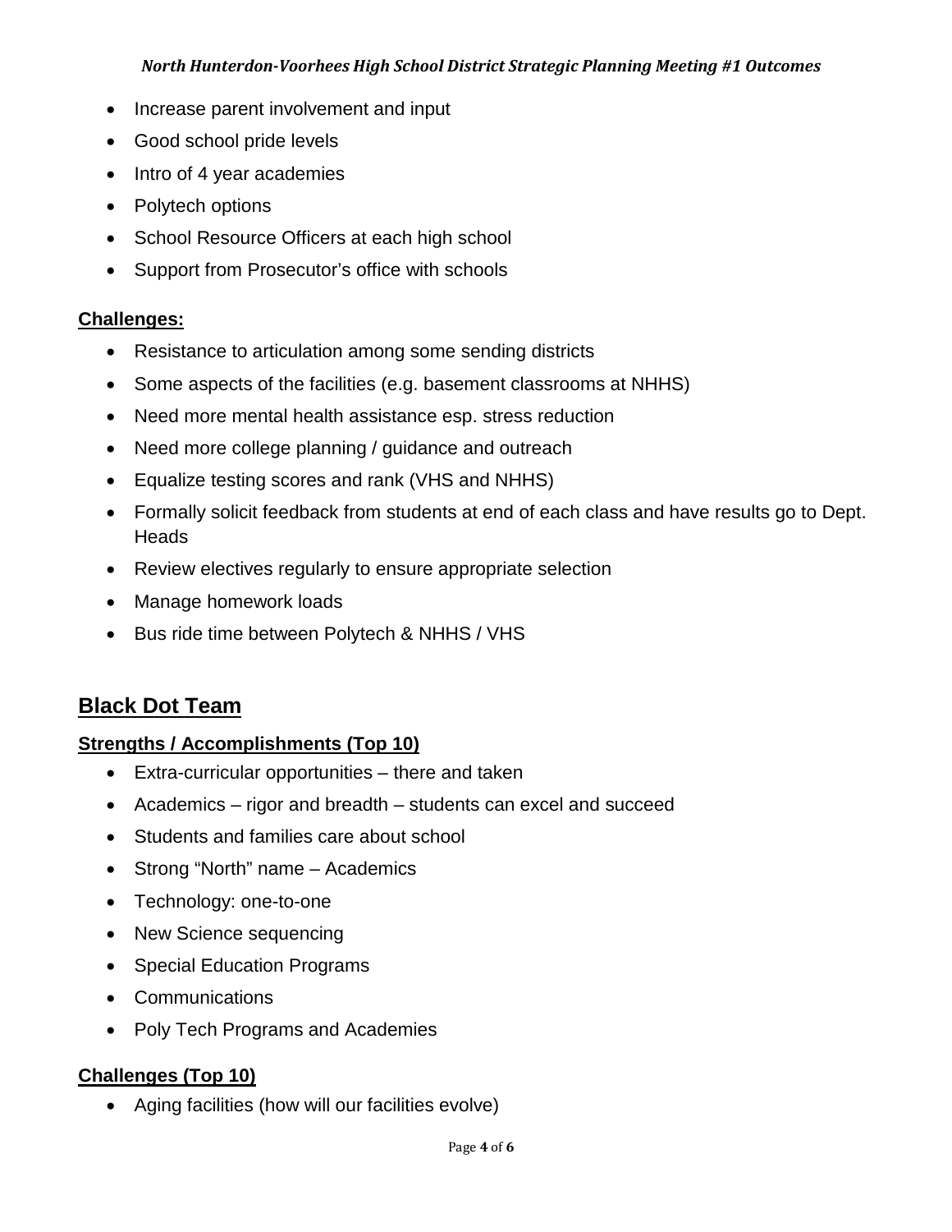- Increase parent involvement and input
- Good school pride levels
- Intro of 4 year academies
- Polytech options
- School Resource Officers at each high school
- Support from Prosecutor's office with schools

**Challenges:**

- Resistance to articulation among some sending districts
- Some aspects of the facilities (e.g. basement classrooms at NHHS)
- Need more mental health assistance esp. stress reduction
- Need more college planning / guidance and outreach
- Equalize testing scores and rank (VHS and NHHS)
- Formally solicit feedback from students at end of each class and have results go to Dept. Heads
- Review electives regularly to ensure appropriate selection
- Manage homework loads
- Bus ride time between Polytech & NHHS / VHS

## Black Dot Team

**Strengths / Accomplishments (Top 10)**

- Extra-curricular opportunities – there and taken
- Academics – rigor and breadth – students can excel and succeed
- Students and families care about school
- Strong "North" name – Academics
- Technology: one-to-one
- New Science sequencing
- Special Education Programs
- Communications
- Poly Tech Programs and Academies

**Challenges (Top 10)**

- Aging facilities (how will our facilities evolve)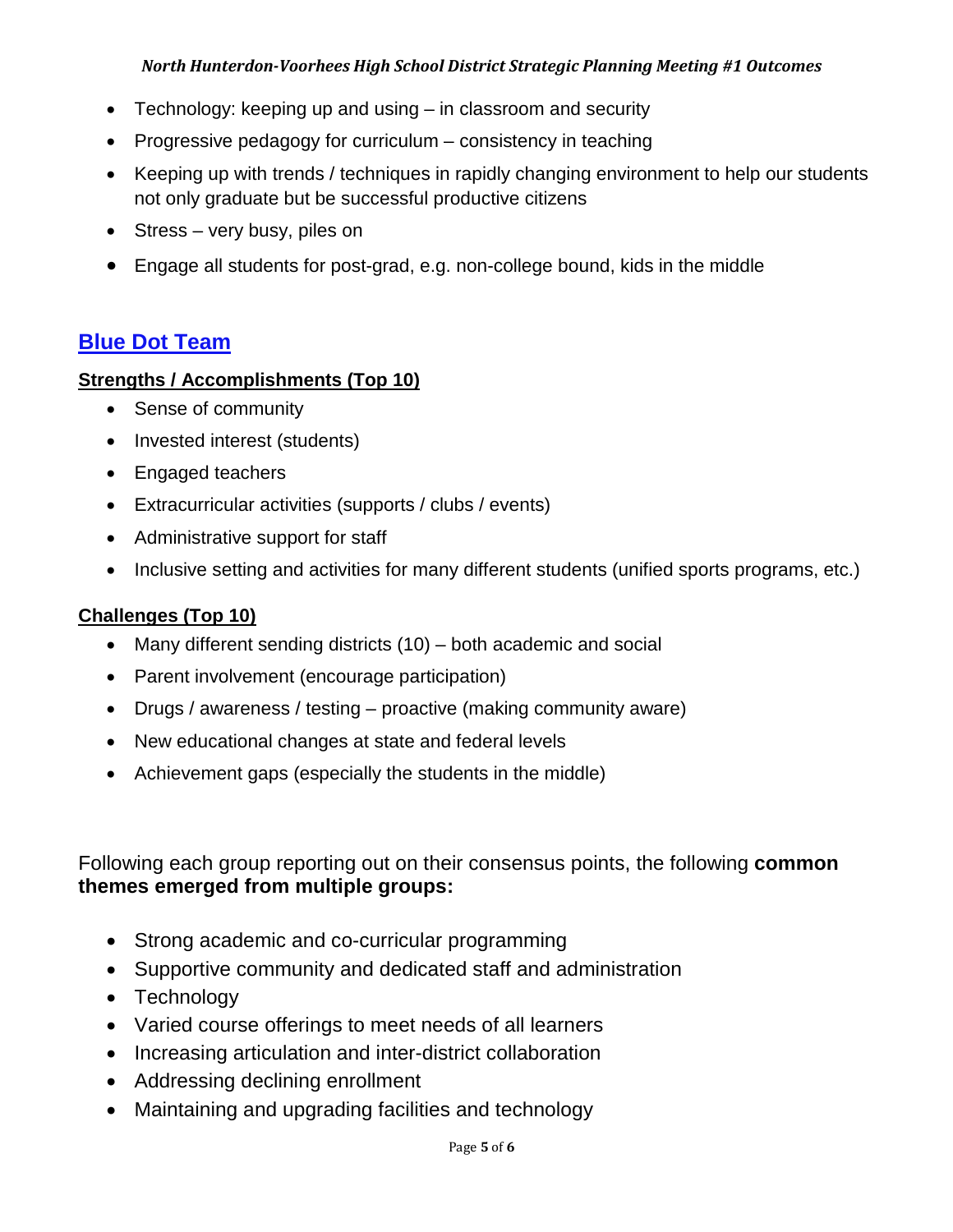- Technology: keeping up and using – in classroom and security
- Progressive pedagogy for curriculum – consistency in teaching
- Keeping up with trends / techniques in rapidly changing environment to help our students not only graduate but be successful productive citizens
- Stress – very busy, piles on
- Engage all students for post-grad, e.g. non-college bound, kids in the middle

## Blue Dot Team

### Strengths / Accomplishments (Top 10)

- Sense of community
- Invested interest (students)
- Engaged teachers
- Extracurricular activities (supports / clubs / events)
- Administrative support for staff
- Inclusive setting and activities for many different students (unified sports programs, etc.)

### Challenges (Top 10)

- Many different sending districts (10) – both academic and social
- Parent involvement (encourage participation)
- Drugs / awareness / testing – proactive (making community aware)
- New educational changes at state and federal levels
- Achievement gaps (especially the students in the middle)

Following each group reporting out on their consensus points, the following **common themes emerged from multiple groups:**

- Strong academic and co-curricular programming
- Supportive community and dedicated staff and administration
- Technology
- Varied course offerings to meet needs of all learners
- Increasing articulation and inter-district collaboration
- Addressing declining enrollment
- Maintaining and upgrading facilities and technology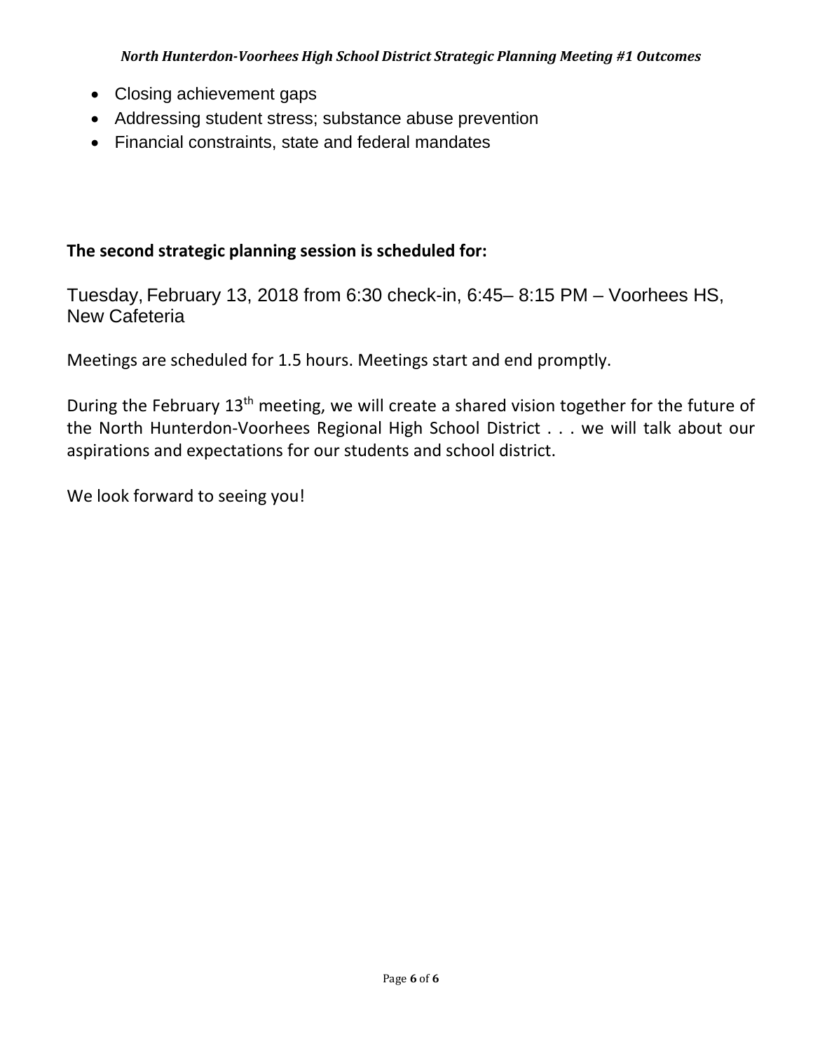- Closing achievement gaps
- Addressing student stress; substance abuse prevention
- Financial constraints, state and federal mandates

**The second strategic planning session is scheduled for:**

Tuesday, February 13, 2018 from 6:30 check-in, 6:45– 8:15 PM – Voorhees HS, New Cafeteria

Meetings are scheduled for 1.5 hours. Meetings start and end promptly.

During the February 13th meeting, we will create a shared vision together for the future of the North Hunterdon-Voorhees Regional High School District . . . we will talk about our aspirations and expectations for our students and school district.

We look forward to seeing you!